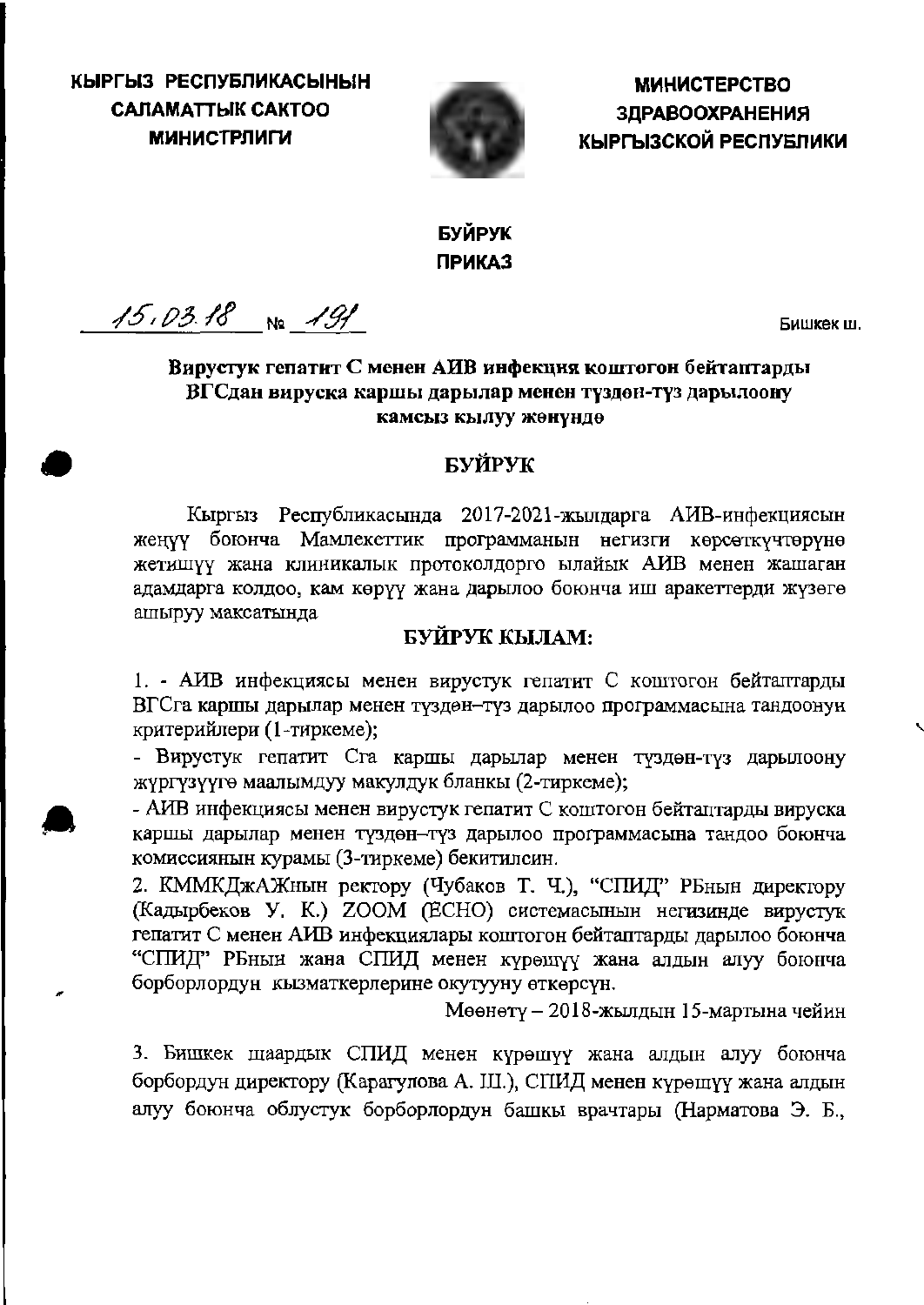**КЫРГЫЗ РЕСПУБЛИКАСЫНЫН САЛАМАТТЫК САКТОО МИНИСТРЛИГИ**

**МИНИСТЕРСТВО ЗДРАВООХРАНЕНИЯ КЫРГЫЗСКОЙ РЕСПУБЛИКИ**

**БУЙРУК**
**ПРИКАЗ**

15.03.18 № 191

Бишкек ш.

**Вирустук гепатит С менен АИВ инфекция коштогон бейтаптарды ВГСдан вируска каршы дарылар менен түздөн-түз дарылоону камсыз кылуу жөнүндө**

## БУЙРУК

Кыргыз Республикасында 2017-2021-жылдарга АИВ-инфекциясын жеңүү боюнча Мамлекеттик программанын негизги көрсөткүчтөрүнө жетишүү жана клиникалык протоколдорго ылайык АИВ менен жашаган адамдарга колдоо, кам көрүү жана дарылоо боюнча иш аракеттерди жүзөгө ашыруу максатында

**БУЙРУК КЫЛАМ:**

1. - АИВ инфекциясы менен вирустук гепатит С коштогон бейтаптарды ВГСга каршы дарылар менен түздөн–түз дарылоо программасына тандоонун критерийлери (1-тиркеме);

- Вирустук гепатит Сга каршы дарылар менен түздөн-түз дарылоону жүргүзүүгө маалымдуу макулдук бланкы (2-тиркеме);

- АИВ инфекциясы менен вирустук гепатит С коштогон бейтаптарды вируска каршы дарылар менен түздөн–түз дарылоо программасына тандоо боюнча комиссиянын курамы (3-тиркеме) бекитилсин.

2. КММКДжАЖнын ректору (Чубаков Т. Ч.), "СПИД" РБнын директору (Кадырбеков У. К.) ZOOM (ECHO) системасынын негизинде вирустук гепатит С менен АИВ инфекциялары коштогон бейтаптарды дарылоо боюнча "СПИД" РБнын жана СПИД менен күрөшүү жана алдын алуу боюнча борборлордун кызматкерлерине окутууну өткөрсүн.

Мөөнөтү – 2018-жылдын 15-мартына чейин

3. Бишкек шаардык СПИД менен күрөшүү жана алдын алуу боюнча борбордун директору (Карагулова А. Ш.), СПИД менен күрөшүү жана алдын алуу боюнча облустук борборлордун башкы врачтары (Нарматова Э. Б.,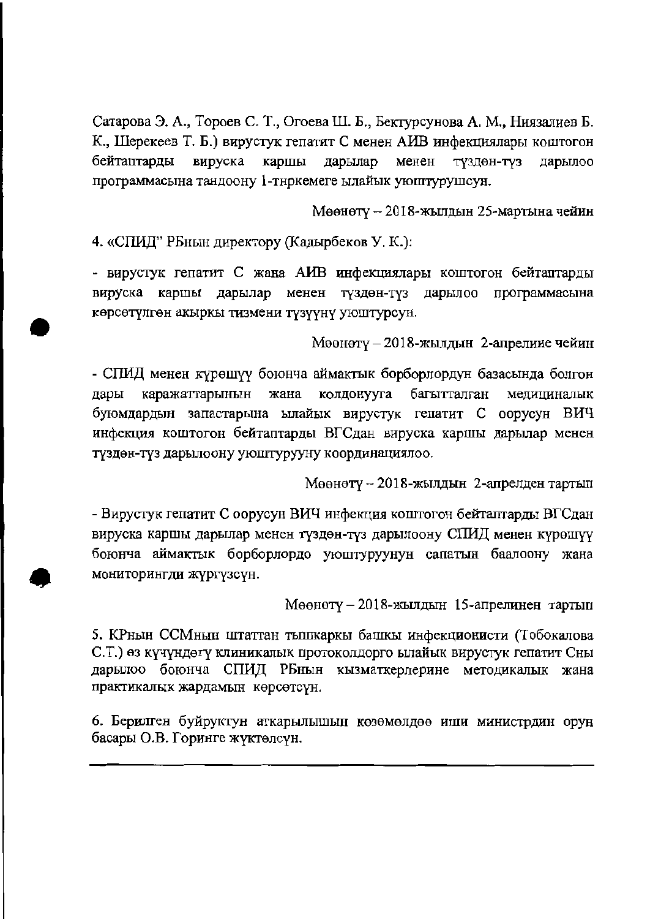Сатарова Э. А., Тороев С. Т., Огоева Ш. Б., Бектурсунова А. М., Ниязалиев Б. К., Шерекеев Т. Б.) вирустук гепатит С менен АИВ инфекциялары коштогон бейтаптарды вируска каршы дарылар менен түздөн-түз дарылоо программасына тандоону 1-тиркемеге ылайык уюштурушсун.

Мөөнөтү – 2018-жылдын 25-мартына чейин

4. «СПИД" РБнын директору (Кадырбеков У. К.):

- вирустук гепатит С жана АИВ инфекциялары коштогон бейтаптарды вируска каршы дарылар менен түздөн-түз дарылоо программасына көрсөтүлгөн акыркы тизмени түзүүнү уюштурсун.

Мөөнөтү – 2018-жылдын 2-апрелине чейин

- СПИД менен күрөшүү боюнча аймактык борборлордун базасында болгон дары каражаттарынын жана колдонууга багытталган медициналык буюмдардын запастарына ылайык вирустук гепатит С оорусун ВИЧ инфекция коштогон бейтаптарды ВГСдан вируска каршы дарылар менен түздөн-түз дарылоону уюштурууну координациялоо.

Мөөнөтү – 2018-жылдын 2-апрелден тартып

- Вирустук гепатит С оорусун ВИЧ инфекция коштогон бейтаптарды ВГСдан вируска каршы дарылар менен түздөн-түз дарылоону СПИД менен күрөшүү боюнча аймактык борборлордо уюштуруунун сапатын баалоону жана мониторингди жүргүзсүн.

Мөөнөтү – 2018-жылдын 15-апрелинен тартып

5. КРнын ССМнын штаттан тышкаркы башкы инфекционисти (Тобокалова С.Т.) өз күчүндөгү клиникалык протоколдорго ылайык вирустук гепатит Сны дарылоо боюнча СПИД РБнын кызматкерлерине методикалык жана практикалык жардамын көрсөтсүн.

6. Берилген буйруктун аткарылышын көзөмөлдөө иши министрдин орун басары О.В. Горинге жүктөлсүн.

---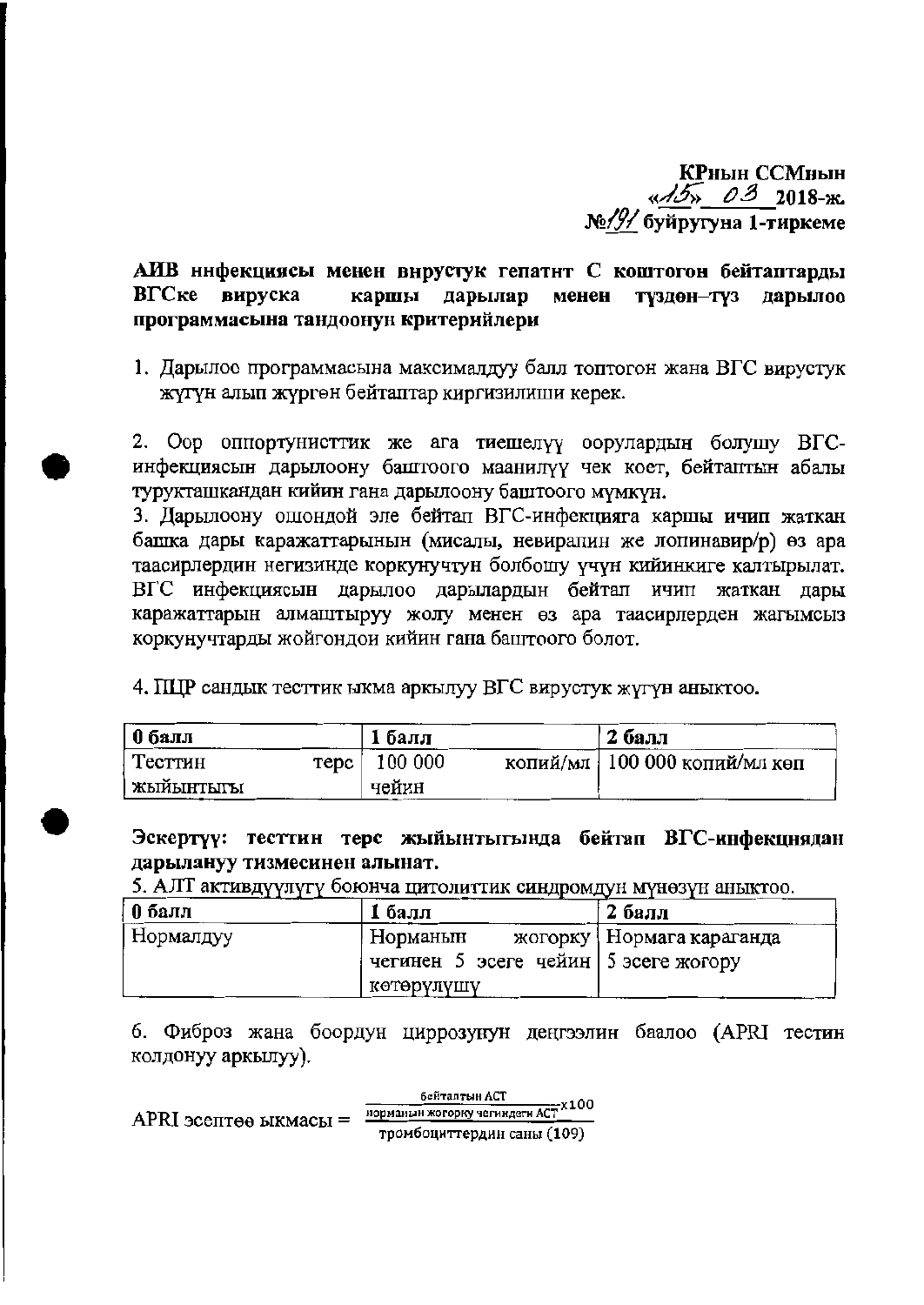**КРнын ССМнын**
**«15» 03 2018-ж.**
**№191 буйругуна 1-тиркеме**

**АИВ инфекциясы менен вирустук гепатит С коштогон бейтаптарды ВГСке вируска каршы дарылар менен түздөн–түз дарылоо программасына тандоонун критерийлери**

1. Дарылоо программасына максималдуу балл топтогон жана ВГС вирустук жүгүн алып жүргөн бейтаптар киргизилиши керек.

2. Оор оппортунисттик же ага тиешелүү оорулардын болушу ВГС-инфекциясын дарылоону баштоого маанилүү чек коет, бейтаптын абалы турукташкандан кийин гана дарылоону баштоого мүмкүн.
3. Дарылоону ошондой эле бейтап ВГС-инфекцияга каршы ичип жаткан башка дары каражаттарынын (мисалы, невирапин же лопинавир/р) өз ара таасирлердин негизинде коркунучтун болбошу үчүн кийинкиге калтырылат. ВГС инфекциясын дарылоо дарылардын бейтап ичип жаткан дары каражаттарын алмаштыруу жолу менен өз ара таасирлерден жагымсыз коркунучтарды жойгондон кийин гана баштоого болот.

4. ПЦР сандык тесттик ыкма аркылуу ВГС вирустук жүгүн аныктоо.

| 0 балл | 1 балл | 2 балл |
|---|---|---|
| Тесттин терс жыйынтыгы | 100 000 копий/мл чейин | 100 000 копий/мл көп |

**Эскертүү: тесттин терс жыйынтыгында бейтап ВГС-инфекциядан дарылануу тизмесинен алынат.**

5. АЛТ активдүүлүгү боюнча цитолиттик синдромдун мүнөзүн аныктоо.

| 0 балл | 1 балл | 2 балл |
|---|---|---|
| Нормалдуу | Норманын жогорку чегинен 5 эсеге чейин көтөрүлүшү | Нормага караганда 5 эсеге жогору |

6. Фиброз жана боордун циррозунун деңгээлин баалоо (APRI тестин колдонуу аркылуу).

$$\text{APRI эсептөө ыкмасы} = \frac{\dfrac{\text{бейтаптын АСТ}}{\text{норманын жогорку чегиндеги АСТ}} \times 100}{\text{тромбоциттердин саны } (10^9)}$$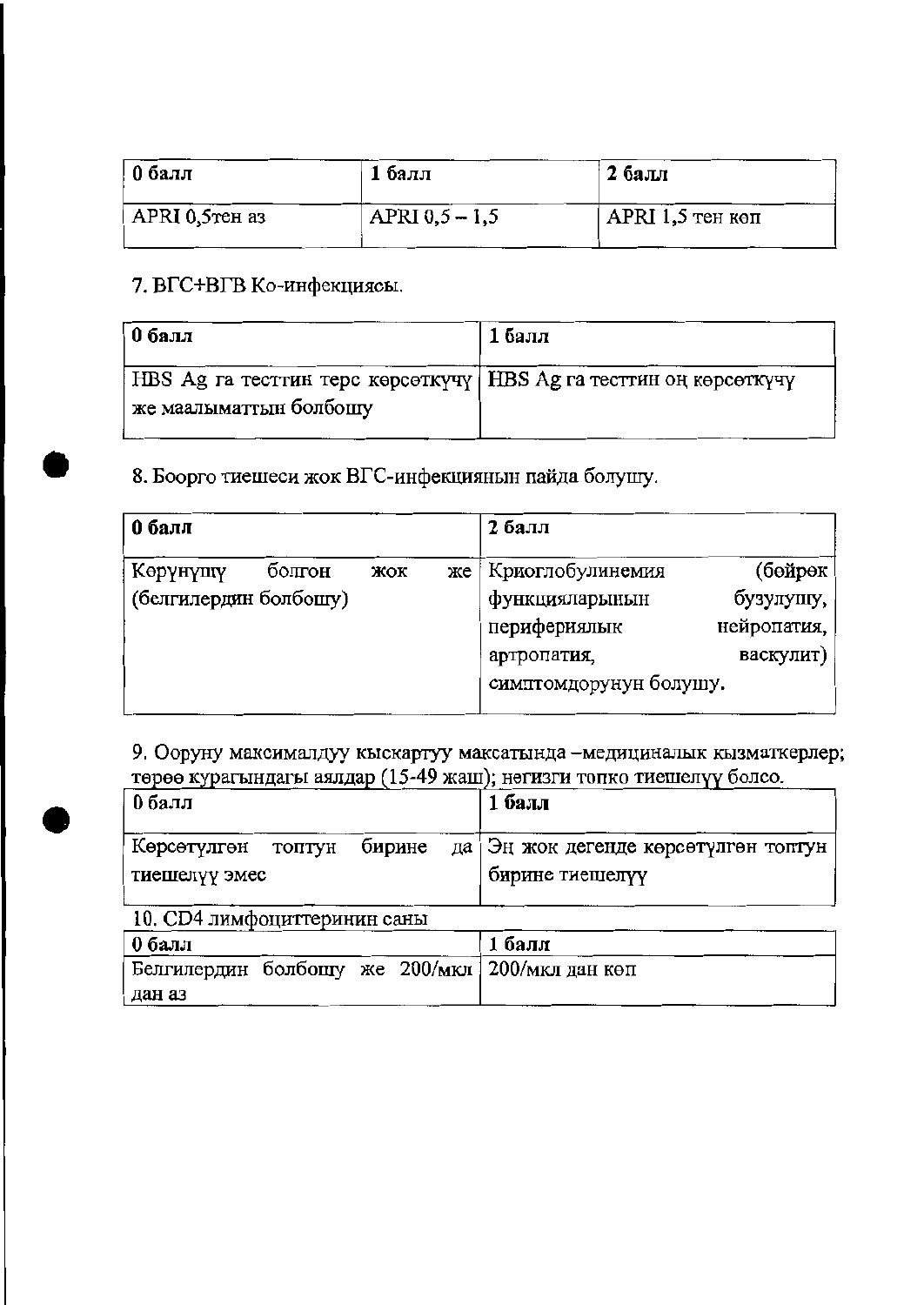| 0 балл | 1 балл | 2 балл |
| --- | --- | --- |
| APRI 0,5тен аз | APRI 0,5 – 1,5 | APRI 1,5 тен көп |

7. ВГС+ВГВ Ко-инфекциясы.

| 0 балл | 1 балл |
| --- | --- |
| HBS Ag га тесттин терс көрсөткүчү же маалыматтын болбошу | HBS Ag га тесттин оң көрсөткүчү |

8. Боорго тиешеси жок ВГС-инфекциянын пайда болушу.

| 0 балл | 2 балл |
| --- | --- |
| Көрүнүшү болгон жок же (белгилердин болбошу) | Криоглобулинемия (бөйрөк функцияларынын бузулушу, периферialык нейропатия, артропатия, васкулит) симптомдорунун болушу. |

9. Ооруну максималдуу кыскартуу максатында –медициналык кызматкерлер; төрөө курагындагы аялдар (15-49 жаш); негизги топко тиешелүү болсо.

| 0 балл | 1 балл |
| --- | --- |
| Көрсөтүлгөн топтун бирине да тиешелүү эмес | Эң жок дегенде көрсөтүлгөн топтун бирине тиешелүү |

10. CD4 лимфоциттеринин саны

| 0 балл | 1 балл |
| --- | --- |
| Белгилердин болбошу же 200/мкл дан аз | 200/мкл дан көп |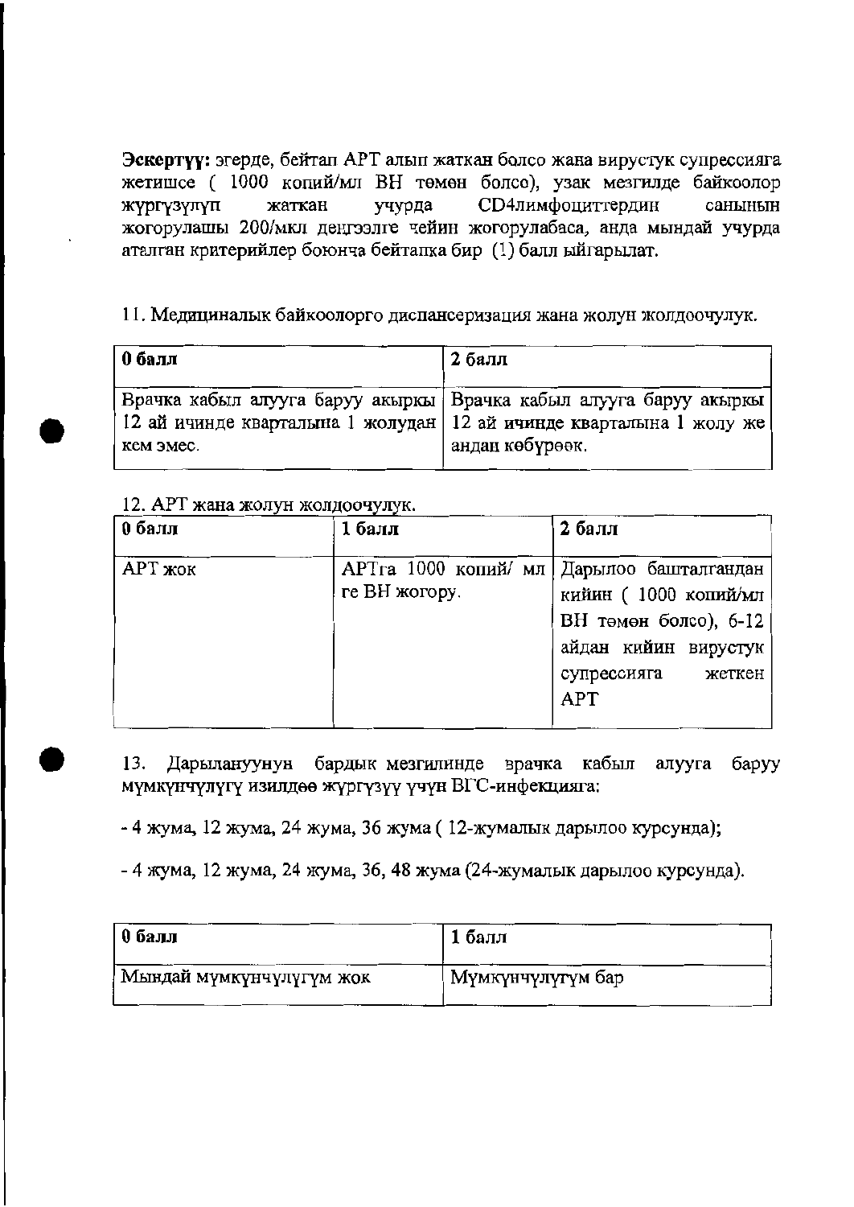**Эскертүү:** эгерде, бейтап АРТ алып жаткан болсо жана вирустук супрессияга жетишсе ( 1000 копий/мл ВН төмөн болсо), узак мезгилде байкоолор жүргүзүлүп жаткан учурда CD4лимфоциттердин санынын жогорулашы 200/мкл деңгээлге чейин жогорулабаса, анда мындай учурда аталган критерийлер боюнча бейтапка бир (1) балл ыйгарылат.

11. Медициналык байкоолорго диспансеризация жана жолун жолдоочулук.

| 0 балл | 2 балл |
|---|---|
| Врачка кабыл алууга баруу акыркы 12 ай ичинде кварталына 1 жолудан кем эмес. | Врачка кабыл алууга баруу акыркы 12 ай ичинде кварталына 1 жолу же андан көбүрөөк. |

12. АРТ жана жолун жолдоочулук.

| 0 балл | 1 балл | 2 балл |
|---|---|---|
| АРТ жок | АРТга 1000 копий/ млге ВН жогору. | Дарылоо башталгандан кийин ( 1000 копий/мл ВН төмөн болсо), 6-12 айдан кийин вирустук супрессияга жеткен АРТ |

13. Дарылануунун бардык мезгилинде врачка кабыл алууга баруу мүмкүнчүлүгү изилдөө жүргүзүү үчүн ВГС-инфекцияга:

- 4 жума, 12 жума, 24 жума, 36 жума ( 12-жумалык дарылоо курсунда);

- 4 жума, 12 жума, 24 жума, 36, 48 жума (24-жумалык дарылоо курсунда).

| 0 балл | 1 балл |
|---|---|
| Мындай мүмкүнчүлүгүм жок | Мүмкүнчүлүгүм бар |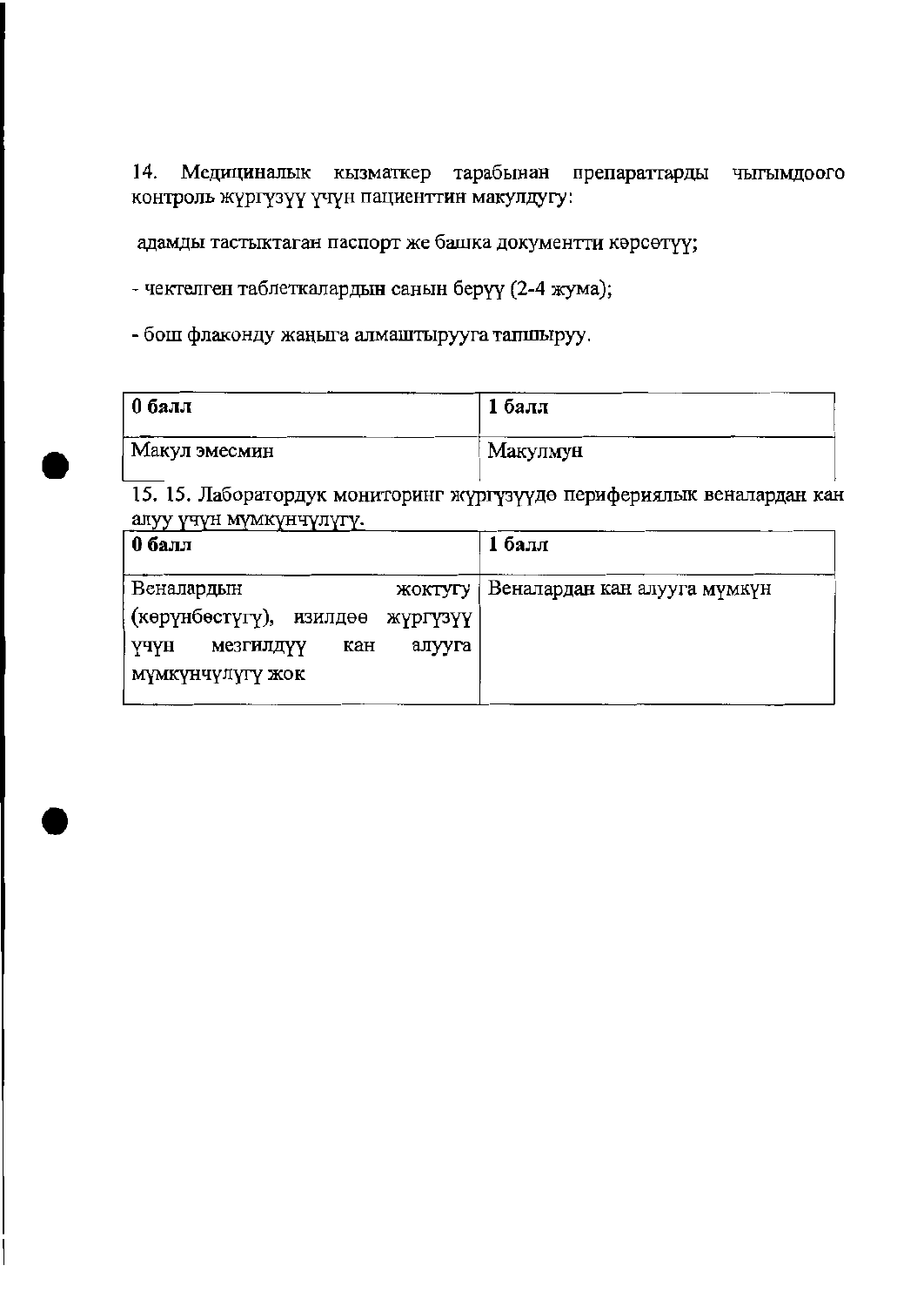14. Медициналык кызматкер тарабынан препараттарды чыгымдоого контроль жүргүзүү үчүн пациенттин макулдугу:

адамды тастыктаган паспорт же башка документти көрсөтүү;

- чектелген таблеткалардын санын берүү (2-4 жума);

- бош флаконду жаңыга алмаштырууга тапшыруу.

| 0 балл | 1 балл |
|---|---|
| Макул эмесмин | Макулмун |

15. 15. Лаборатордук мониторинг жүргүзүүдө перифериялык веналардан кан алуу үчүн мүмкүнчүлүгү.

| 0 балл | 1 балл |
|---|---|
| Веналардын жоктугу (көрүнбөстүгү), изилдөө жүргүзүү үчүн мезгилдүү кан алууга мүмкүнчүлүгү жок | Веналардан кан алууга мүмкүн |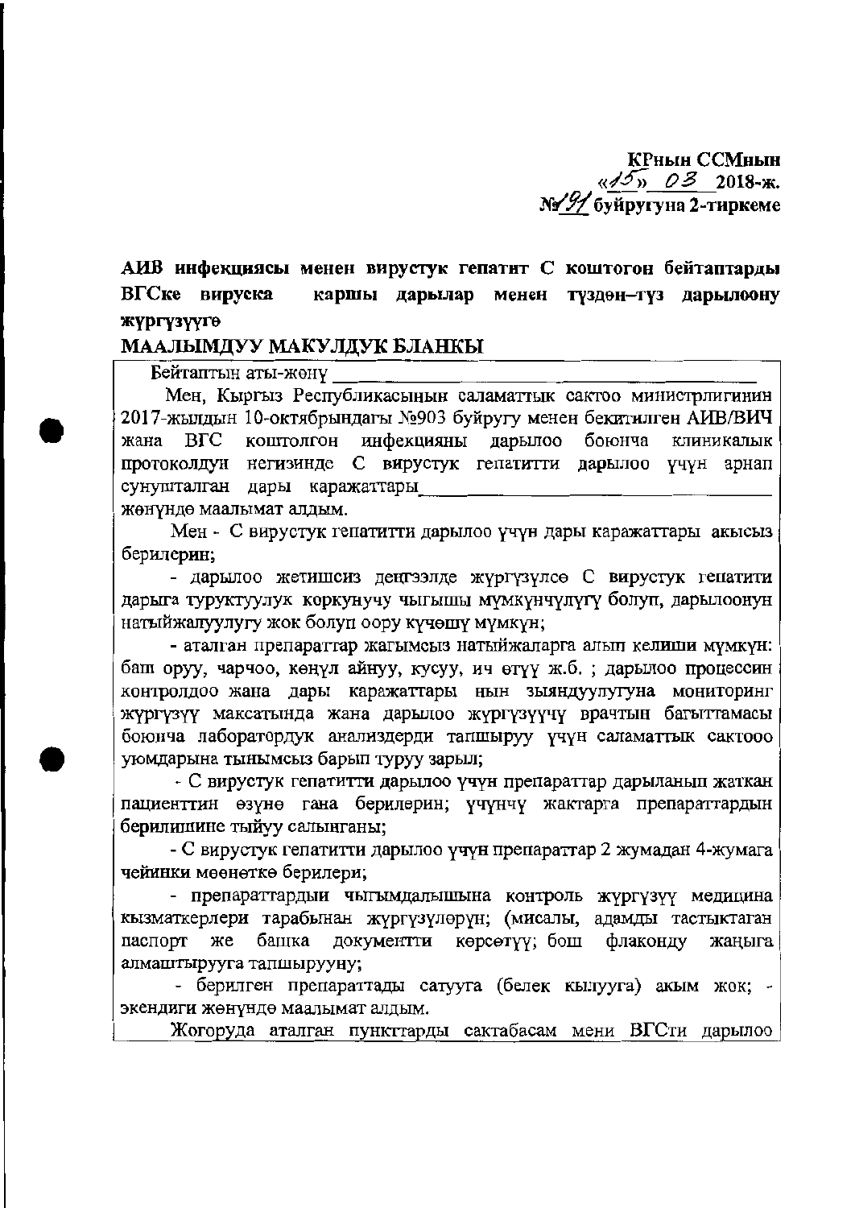**КРнын ССМнын**
**«15» 03 2018-ж.**
**№91 буйругуна 2-тиркеме**

**АИВ инфекциясы менен вирустук гепатит С коштогон бейтаптарды ВГСке вируска каршы дарылар менен түздөн–түз дарылоону жүргүзүүгө**

**МААЛЫМДУУ МАКУЛДУК БЛАНКЫ**

Бейтаптын аты-жөнү ______________________________________________

Мен, Кыргыз Республикасынын саламаттык сактоо министрлигинин 2017-жылдын 10-октябрындагы №903 буйругу менен бекитилген АИВ/ВИЧ жана ВГС коштолгон инфекцияны дарылоо боюнча клиникалык протоколдун негизинде С вирустук гепатитти дарылоо үчүн арнап сунушталган дары каражаттары ______________________________________ жөнүндө маалымат алдым.

Мен - С вирустук гепатитти дарылоо үчүн дары каражаттары акысыз берилерин;

- дарылоо жетишсиз деңгээлде жүргүзүлсө С вирустук гепатити дарыга туруктуулук коркунучу чыгышы мүмкүнчүлүгү болуп, дарылоонун натыйжалуулугу жок болуп оору күчөшү мүмкүн;

- аталган препараттар жагымсыз натыйжаларга алып келиши мүмкүн: баш оруу, чарчоо, көңүл айнуу, кусуу, ич өтүү ж.б. ; дарылоо процессин контролдоо жана дары каражаттары нын зыяндуулугуна мониторинг жүргүзүү максатында жана дарылоо жүргүзүүчү врачтын багыттамасы боюнча лабораторлук анализдерди тапшыруу үчүн саламаттык сактоо уюмдарына тынымсыз барып туруу зарыл;

- С вирустук гепатитти дарылоо үчүн препараттар дарыланып жаткан пациенттин өзүнө гана берилерин; үчүнчү жактарга препараттардын берилишине тыйуу салынганы;

- С вирустук гепатитти дарылоо үчүн препараттар 2 жумадан 4-жумага чейинки мөөнөткө берилери;

- препараттардын чыгымдалышына контроль жүргүзүү медицина кызматкерлери тарабынан жүргүзүлөрүн; (мисалы, адамды тастыктаган паспорт же башка документти көрсөтүү; бош флаконду жаңыга алмаштырууга тапшырууну;

- берилген препараттады сатууга (белек кылууга) акым жок; - экендиги жөнүндө маалымат алдым.

Жогоруда аталган пункттарды сактабасам мени ВГСти дарылоо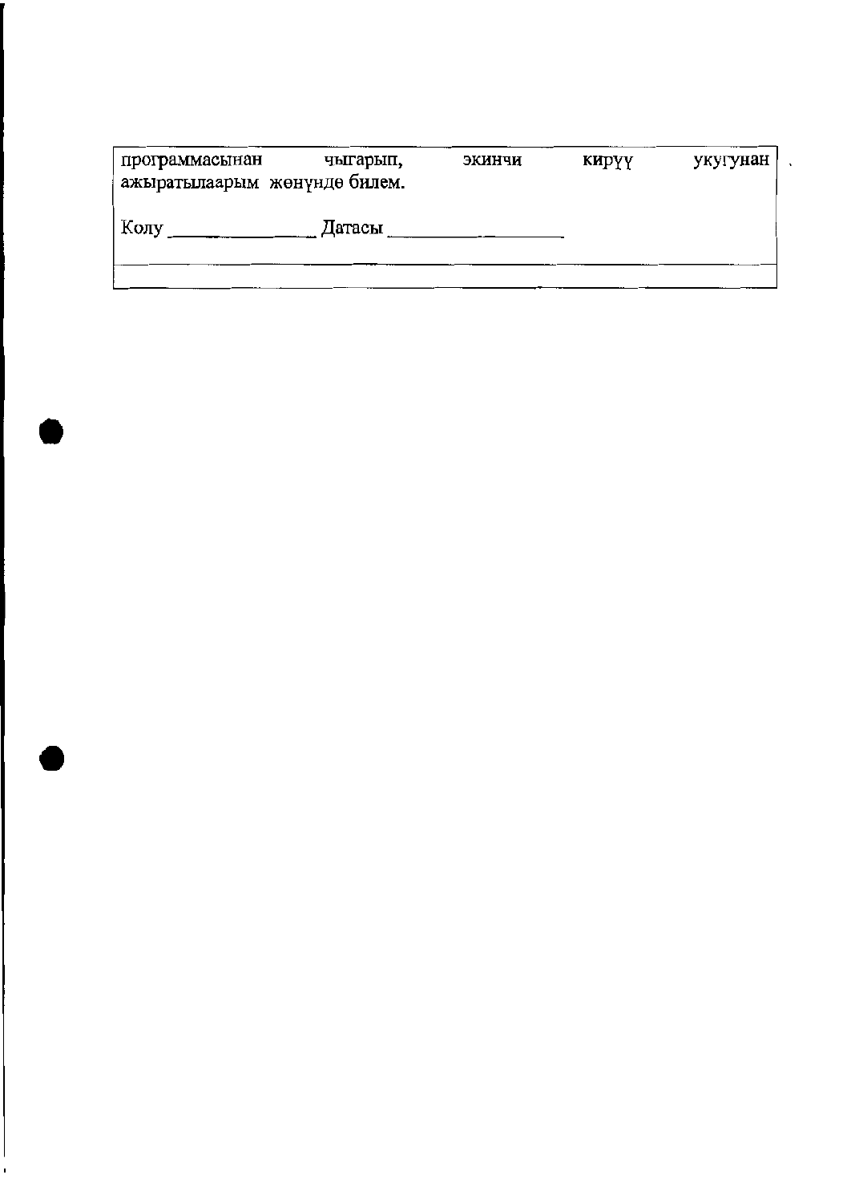| программасынан чыгарып, экинчи кирүү укугунан ажыратылаарым жөнүндө билем.<br><br>Колу ______________ Датасы __________________ |
| --- |
| |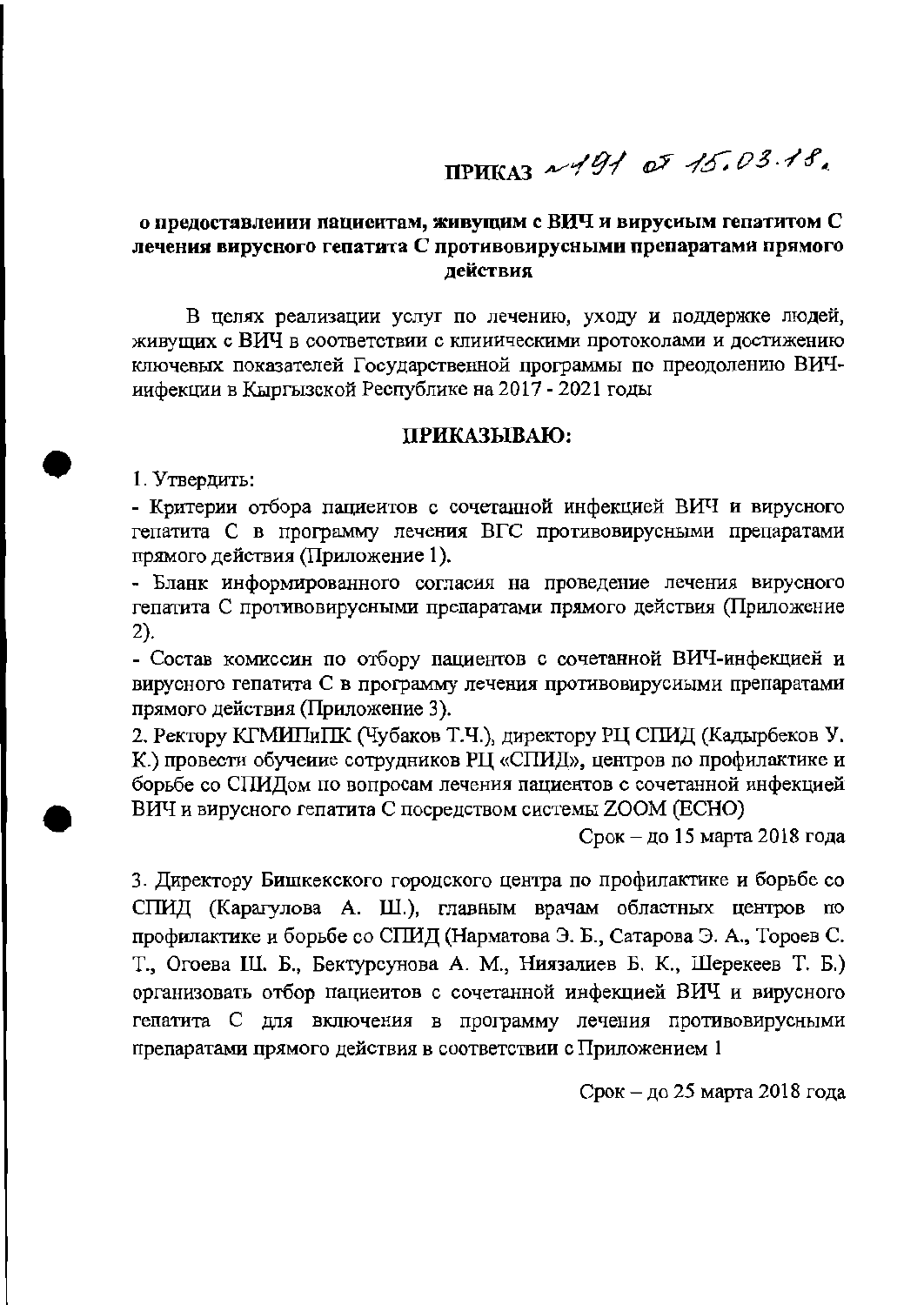# ПРИКАЗ №191 от 15.03.18.

**о предоставлении пациентам, живущим с ВИЧ и вирусным гепатитом С лечения вирусного гепатита С противовирусными препаратами прямого действия**

В целях реализации услуг по лечению, уходу и поддержке людей, живущих с ВИЧ в соответствии с клиническими протоколами и достижению ключевых показателей Государственной программы по преодолению ВИЧ-инфекции в Кыргызской Республике на 2017 - 2021 годы

**ПРИКАЗЫВАЮ:**

1. Утвердить:

- Критерии отбора пациентов с сочетанной инфекцией ВИЧ и вирусного гепатита С в программу лечения ВГС противовирусными препаратами прямого действия (Приложение 1).
- Бланк информированного согласия на проведение лечения вирусного гепатита С противовирусными препаратами прямого действия (Приложение 2).
- Состав комиссии по отбору пациентов с сочетанной ВИЧ-инфекцией и вирусного гепатита С в программу лечения противовирусными препаратами прямого действия (Приложение 3).

2. Ректору КГМИПиПК (Чубаков Т.Ч.), директору РЦ СПИД (Кадырбеков У. К.) провести обучение сотрудников РЦ «СПИД», центров по профилактике и борьбе со СПИДом по вопросам лечения пациентов с сочетанной инфекцией ВИЧ и вирусного гепатита С посредством системы ZOOM (ECHO)

Срок – до 15 марта 2018 года

3. Директору Бишкекского городского центра по профилактике и борьбе со СПИД (Карагулова А. Ш.), главным врачам областных центров по профилактике и борьбе со СПИД (Нарматова Э. Б., Сатарова Э. А., Тороев С. Т., Огоева Ш. Б., Бектурсунова А. М., Ниязалиев Б. К., Шерекеев Т. Б.) организовать отбор пациентов с сочетанной инфекцией ВИЧ и вирусного гепатита С для включения в программу лечения противовирусными препаратами прямого действия в соответствии с Приложением 1

Срок – до 25 марта 2018 года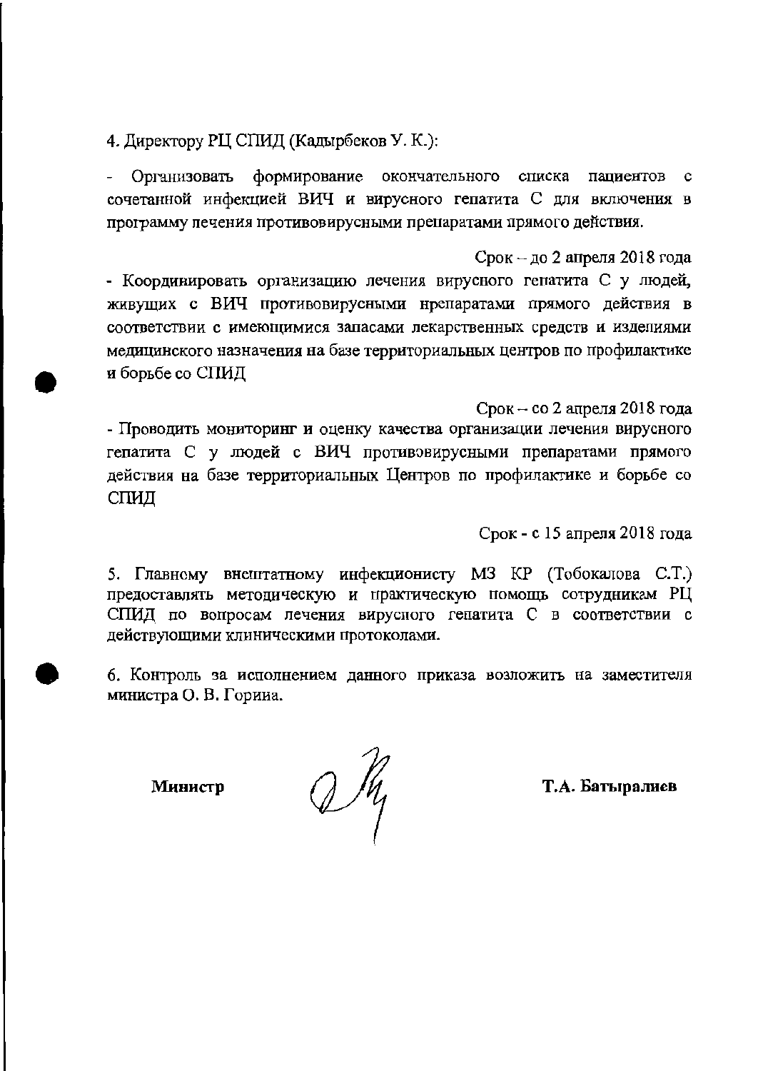4. Директору РЦ СПИД (Кадырбеков У. К.):

- Организовать формирование окончательного списка пациентов с сочетанной инфекцией ВИЧ и вирусного гепатита С для включения в программу лечения противовирусными препаратами прямого действия.

Срок – до 2 апреля 2018 года

- Координировать организацию лечения вирусного гепатита С у людей, живущих с ВИЧ противовирусными препаратами прямого действия в соответствии с имеющимися запасами лекарственных средств и изделиями медицинского назначения на базе территориальных центров по профилактике и борьбе со СПИД

Срок – со 2 апреля 2018 года

- Проводить мониторинг и оценку качества организации лечения вирусного гепатита С у людей с ВИЧ противовирусными препаратами прямого действия на базе территориальных Центров по профилактике и борьбе со СПИД

Срок - с 15 апреля 2018 года

5. Главному внештатному инфекционисту МЗ КР (Тобокалова С.Т.) предоставлять методическую и практическую помощь сотрудникам РЦ СПИД по вопросам лечения вирусного гепатита С в соответствии с действующими клиническими протоколами.

6. Контроль за исполнением данного приказа возложить на заместителя министра О. В. Горина.

**Министр** **Т.А. Батыралиев**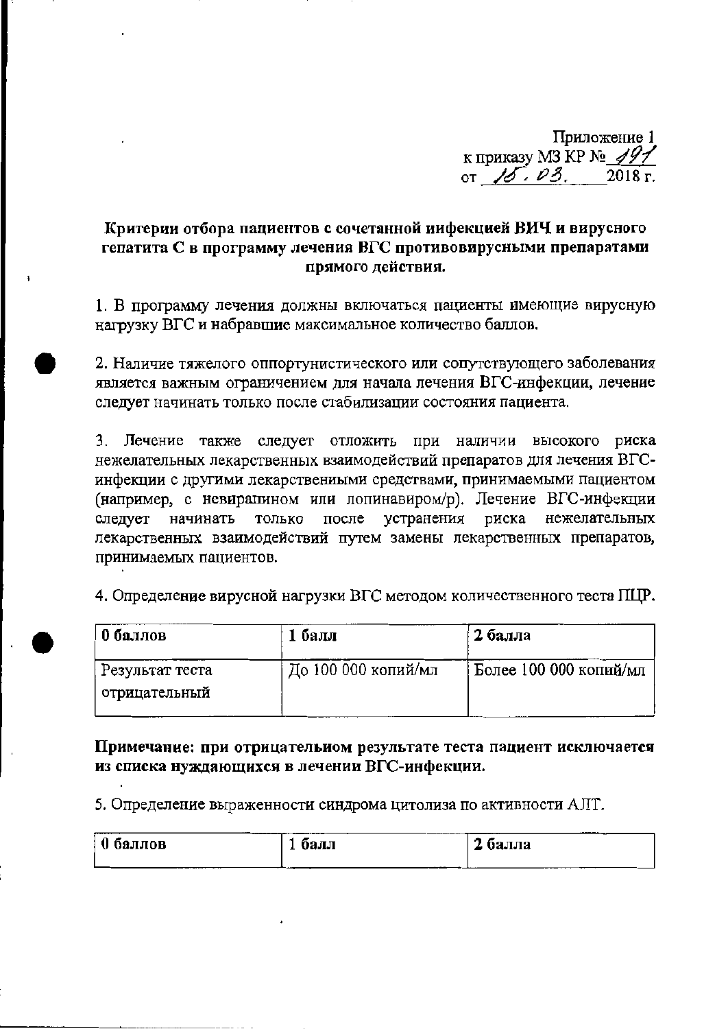Приложение 1
к приказу МЗ КР № 191
от 15.03. 2018 г.

**Критерии отбора пациентов с сочетанной инфекцией ВИЧ и вирусного гепатита С в программу лечения ВГС противовирусными препаратами прямого действия.**

1. В программу лечения должны включаться пациенты имеющие вирусную нагрузку ВГС и набравшие максимальное количество баллов.

2. Наличие тяжелого оппортунистического или сопутствующего заболевания является важным ограничением для начала лечения ВГС-инфекции, лечение следует начинать только после стабилизации состояния пациента.

3. Лечение также следует отложить при наличии высокого риска нежелательных лекарственных взаимодействий препаратов для лечения ВГС-инфекции с другими лекарственными средствами, принимаемыми пациентом (например, с невирапином или лопинавиром/р). Лечение ВГС-инфекции следует начинать только после устранения риска нежелательных лекарственных взаимодействий путем замены лекарственных препаратов, принимаемых пациентов.

4. Определение вирусной нагрузки ВГС методом количественного теста ПЦР.

| **0 баллов** | **1 балл** | **2 балла** |
|---|---|---|
| Результат теста отрицательный | До 100 000 копий/мл | Более 100 000 копий/мл |

**Примечание: при отрицательном результате теста пациент исключается из списка нуждающихся в лечении ВГС-инфекции.**

5. Определение выраженности синдрома цитолиза по активности АЛТ.

| **0 баллов** | **1 балл** | **2 балла** |
|---|---|---|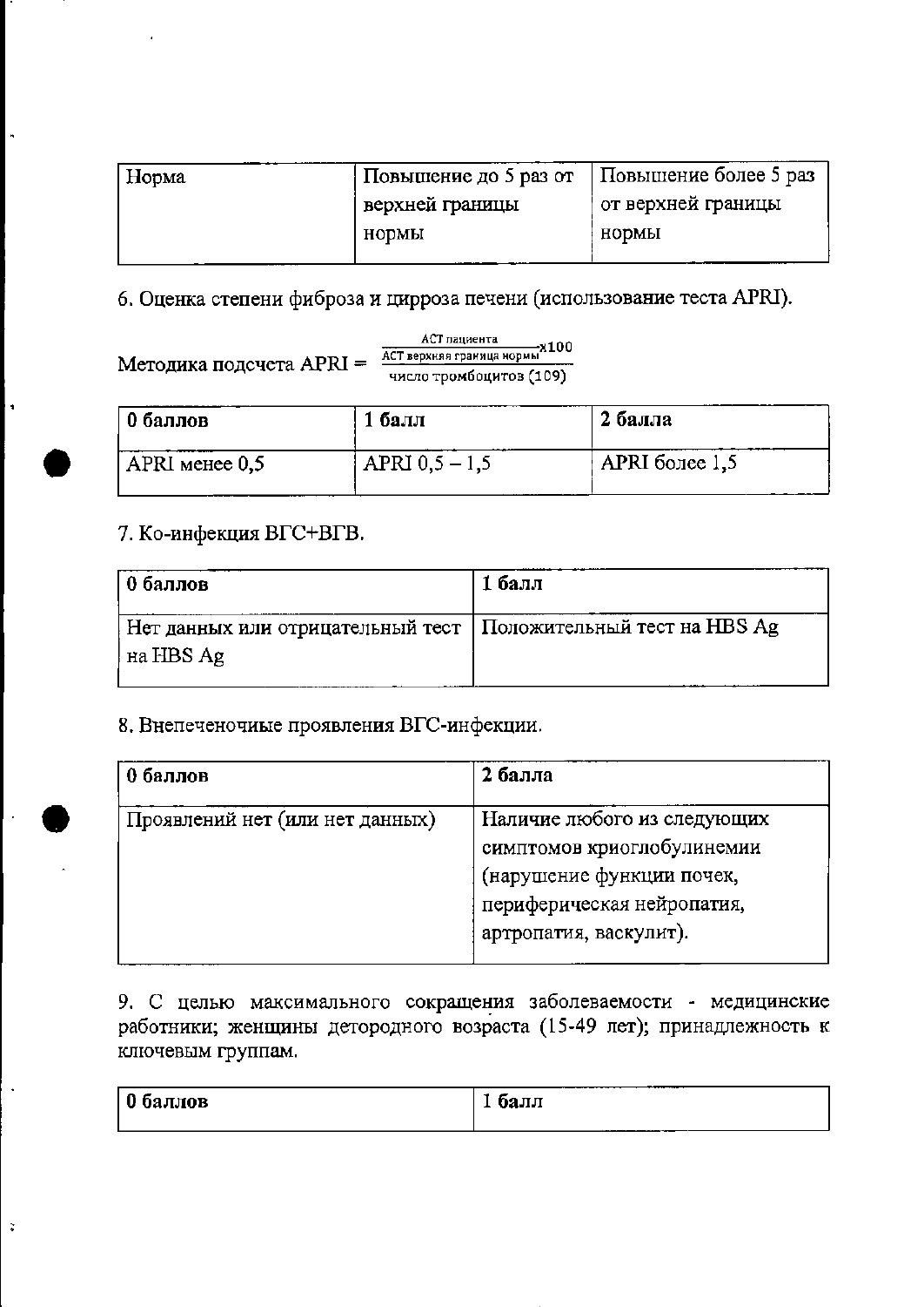| Норма | Повышение до 5 раз от верхней границы нормы | Повышение более 5 раз от верхней границы нормы |
|---|---|---|

6. Оценка степени фиброза и цирроза печени (использование теста APRI).

Методика подсчета $APRI = \dfrac{\dfrac{\text{АСТ пациента}}{\text{АСТ верхняя граница нормы}} \times 100}{\text{число тромбоцитов } (10^9)}$

| 0 баллов | 1 балл | 2 балла |
|---|---|---|
| APRI менее 0,5 | APRI 0,5 – 1,5 | APRI более 1,5 |

7. Ко-инфекция ВГС+ВГВ.

| 0 баллов | 1 балл |
|---|---|
| Нет данных или отрицательный тест на HBS Ag | Положительный тест на HBS Ag |

8. Внепеченочные проявления ВГС-инфекции.

| 0 баллов | 2 балла |
|---|---|
| Проявлений нет (или нет данных) | Наличие любого из следующих симптомов криоглобулинемии (нарушение функции почек, периферическая нейропатия, артропатия, васкулит). |

9. С целью максимального сокращения заболеваемости - медицинские работники; женщины детородного возраста (15-49 лет); принадлежность к ключевым группам.

| 0 баллов | 1 балл |
|---|---|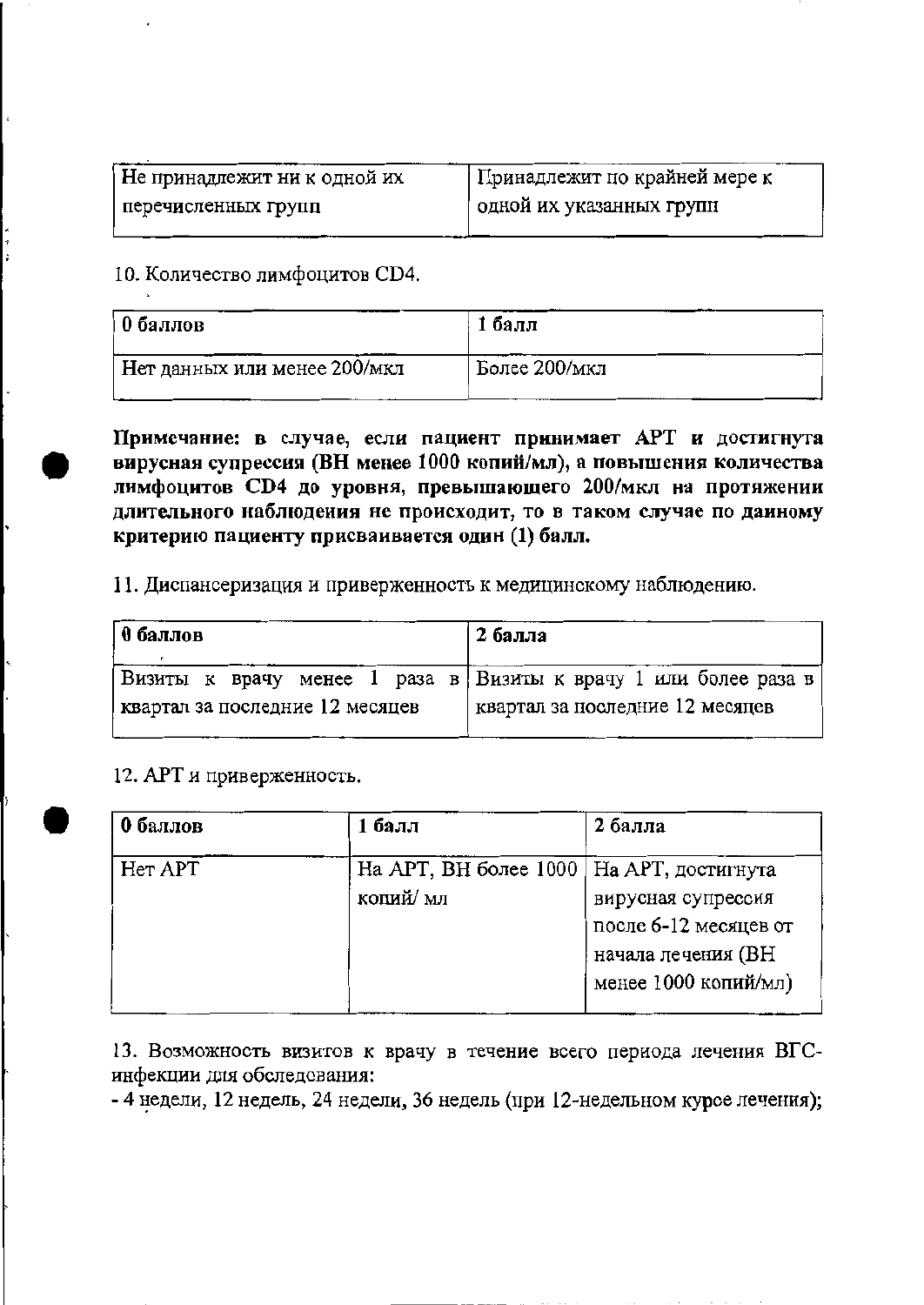| Не принадлежит ни к одной их перечисленных групп | Принадлежит по крайней мере к одной их указанных групп |
|---|---|

10. Количество лимфоцитов CD4.

| 0 баллов | 1 балл |
|---|---|
| Нет данных или менее 200/мкл | Более 200/мкл |

**Примечание: в случае, если пациент принимает АРТ и достигнута вирусная супрессия (ВН менее 1000 копий/мл), а повышения количества лимфоцитов CD4 до уровня, превышающего 200/мкл на протяжении длительного наблюдения не происходит, то в таком случае по данному критерию пациенту присваивается один (1) балл.**

11. Диспансеризация и приверженность к медицинскому наблюдению.

| 0 баллов | 2 балла |
|---|---|
| Визиты к врачу менее 1 раза в квартал за последние 12 месяцев | Визиты к врачу 1 или более раза в квартал за последние 12 месяцев |

12. АРТ и приверженность.

| 0 баллов | 1 балл | 2 балла |
|---|---|---|
| Нет АРТ | На АРТ, ВН более 1000 копий/ мл | На АРТ, достигнута вирусная супрессия после 6-12 месяцев от начала лечения (ВН менее 1000 копий/мл) |

13. Возможность визитов к врачу в течение всего периода лечения ВГС-инфекции для обследования:

- 4 недели, 12 недель, 24 недели, 36 недель (при 12-недельном курсе лечения);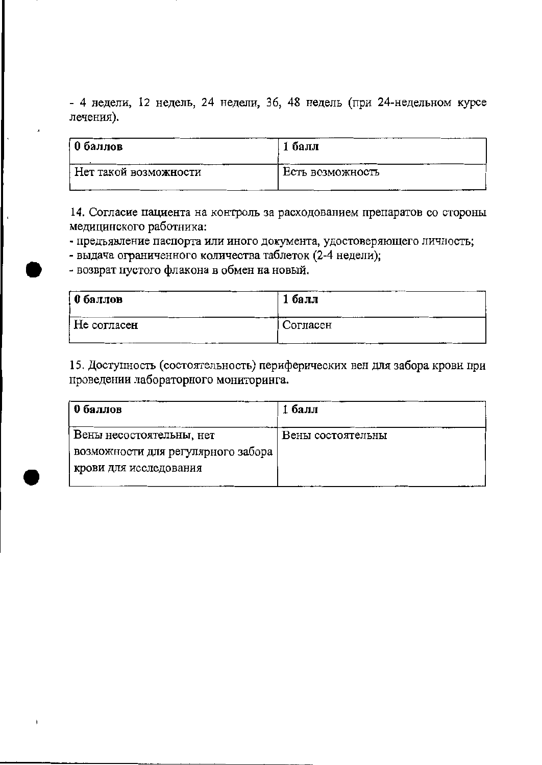- 4 недели, 12 недель, 24 недели, 36, 48 недель (при 24-недельном курсе лечения).

| 0 баллов | 1 балл |
|---|---|
| Нет такой возможности | Есть возможность |

14. Согласие пациента на контроль за расходованием препаратов со стороны медицинского работника:
- предъявление паспорта или иного документа, удостоверяющего личность;
- выдача ограниченного количества таблеток (2-4 недели);
- возврат пустого флакона в обмен на новый.

| 0 баллов | 1 балл |
|---|---|
| Не согласен | Согласен |

15. Доступность (состоятельность) периферических вен для забора крови при проведении лабораторного мониторинга.

| 0 баллов | 1 балл |
|---|---|
| Вены несостоятельны, нет возможности для регулярного забора крови для исследования | Вены состоятельны |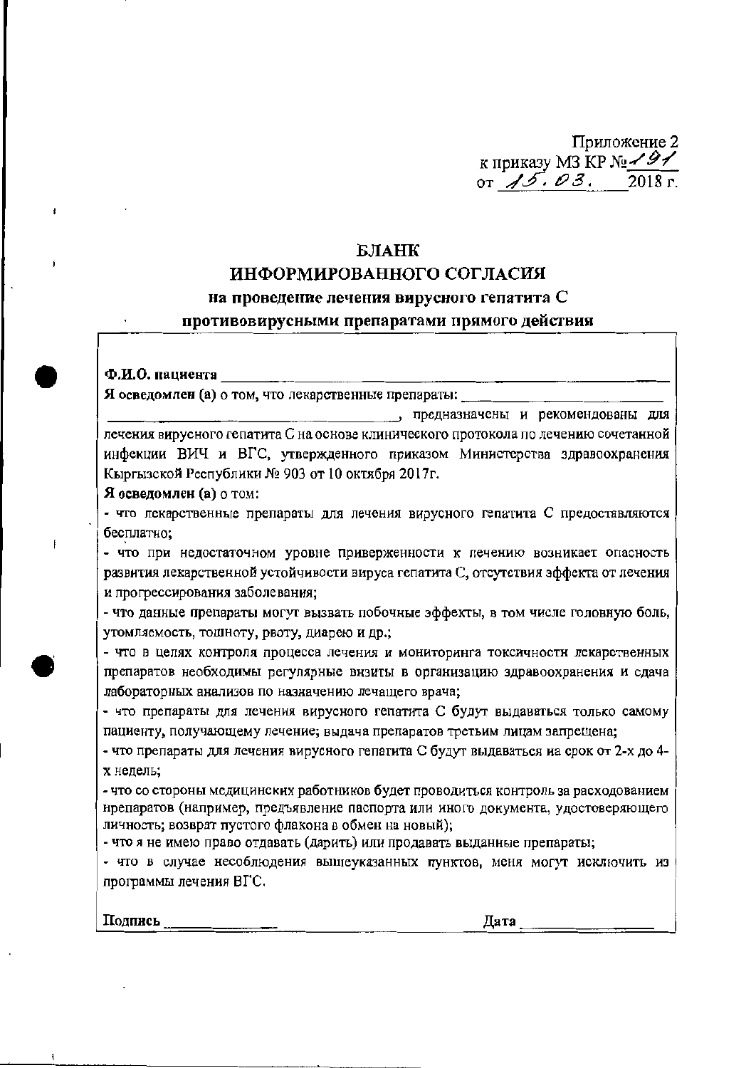Приложение 2
к приказу МЗ КР №191
от 15.03. 2018 г.

# БЛАНК
# ИНФОРМИРОВАННОГО СОГЛАСИЯ
## на проведение лечения вирусного гепатита С противовирусными препаратами прямого действия

**Ф.И.О. пациента** ______________________________________________

**Я осведомлен (а)** о том, что лекарственные препараты: __________________________

__________________________________, предназначены и рекомендованы для лечения вирусного гепатита С на основе клинического протокола по лечению сочетанной инфекции ВИЧ и ВГС, утвержденного приказом Министерства здравоохранения Кыргызской Республики № 903 от 10 октября 2017г.

**Я осведомлен (а)** о том:

- что лекарственные препараты для лечения вирусного гепатита С предоставляются бесплатно;
- что при недостаточном уровне приверженности к лечению возникает опасность развития лекарственной устойчивости вируса гепатита С, отсутствия эффекта от лечения и прогрессирования заболевания;
- что данные препараты могут вызвать побочные эффекты, в том числе головную боль, утомляемость, тошноту, рвоту, диарею и др.;
- что в целях контроля процесса лечения и мониторинга токсичности лекарственных препаратов необходимы регулярные визиты в организацию здравоохранения и сдача лабораторных анализов по назначению лечащего врача;
- что препараты для лечения вирусного гепатита С будут выдаваться только самому пациенту, получающему лечение; выдача препаратов третьим лицам запрещена;
- что препараты для лечения вирусного гепатита С будут выдаваться на срок от 2-х до 4-х недель;
- что со стороны медицинских работников будет проводиться контроль за расходованием препаратов (например, предъявление паспорта или иного документа, удостоверяющего личность; возврат пустого флакона в обмен на новый);
- что я не имею право отдавать (дарить) или продавать выданные препараты;
- что в случае несоблюдения вышеуказанных пунктов, меня могут исключить из программы лечения ВГС.

**Подпись** ______________ **Дата** ________________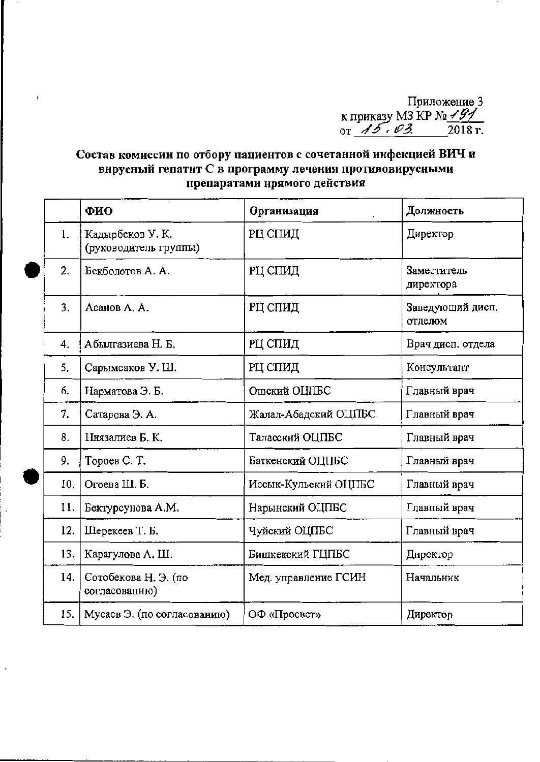Приложение 3
к приказу МЗ КР № 191
от 15.03 2018 г.

**Состав комиссии по отбору пациентов с сочетанной инфекцией ВИЧ и вирусный гепатит С в программу лечения противовирусными препаратами прямого действия**

| | ФИО | Организация | Должность |
|---|---|---|---|
| 1. | Кадырбеков У. К. (руководитель группы) | РЦ СПИД | Директор |
| 2. | Бекболотов А. А. | РЦ СПИД | Заместитель директора |
| 3. | Асанов А. А. | РЦ СПИД | Заведующий дисп. отделом |
| 4. | Абылгазиева Н. Б. | РЦ СПИД | Врач дисп. отдела |
| 5. | Сарымсаков У. Ш. | РЦ СПИД | Консультант |
| 6. | Нарматова Э. Б. | Ошский ОЦПБС | Главный врач |
| 7. | Сатарова Э. А. | Жалал-Абадский ОЦПБС | Главный врач |
| 8. | Ниязалиев Б. К. | Таласский ОЦПБС | Главный врач |
| 9. | Тороев С. Т. | Баткенский ОЦПБС | Главный врач |
| 10. | Огоева Ш. Б. | Иссык-Кульский ОЦПБС | Главный врач |
| 11. | Бектурсунова А.М. | Нарынский ОЦПБС | Главный врач |
| 12. | Шерекеев Т. Б. | Чуйский ОЦПБС | Главный врач |
| 13. | Карагулова А. Ш. | Бишкекский ГЦПБС | Директор |
| 14. | Сотобекова Н. Э. (по согласованию) | Мед. управление ГСИН | Начальник |
| 15. | Мусаев Э. (по согласованию) | ОФ «Просвет» | Директор |